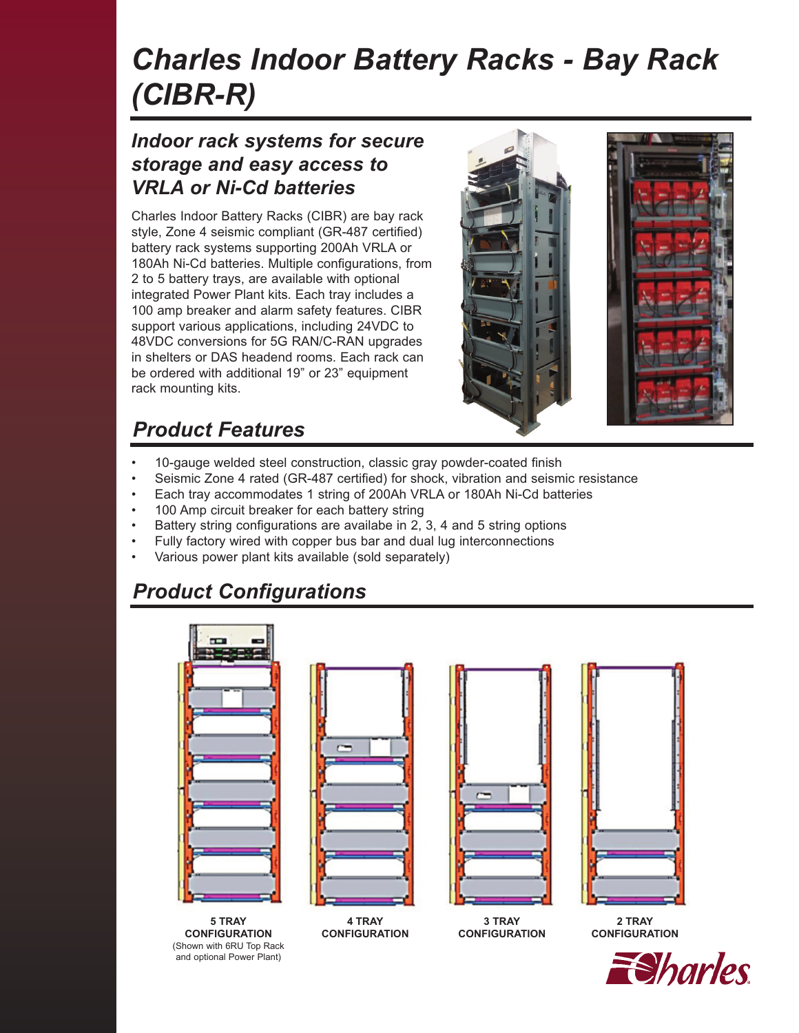# Charles Indoor Battery Racks - Bay Rack (CIBR-R)

## *Indoor rack systems for secure storage and easy access to VRLA or Ni-Cd batteries*

Charles Indoor Battery Racks (CIBR) are bay rack style, Zone 4 seismic compliant (GR-487 certified) battery rack systems supporting 200Ah VRLA or 180Ah Ni-Cd batteries. Multiple configurations, from 2 to 5 battery trays, are available with optional integrated Power Plant kits. Each tray includes a 100 amp breaker and alarm safety features. CIBR support various applications, including 24VDC to 48VDC conversions for 5G RAN/C-RAN upgrades in shelters or DAS headend rooms. Each rack can be ordered with additional 19" or 23" equipment rack mounting kits.

## *Product Features*

- 10-gauge welded steel construction, classic gray powder-coated finish
- Seismic Zone 4 rated (GR-487 certified) for shock, vibration and seismic resistance
- Each tray accommodates 1 string of 200Ah VRLA or 180Ah Ni-Cd batteries
- 100 Amp circuit breaker for each battery string
- Battery string configurations are availabe in 2, 3, 4 and 5 string options
- Fully factory wired with copper bus bar and dual lug interconnections
- Various power plant kits available (sold separately)

## *Product Configurations*

**5 TRAY CONFIGURATION**
(Shown with 6RU Top Rack and optional Power Plant)

**4 TRAY CONFIGURATION**

**3 TRAY CONFIGURATION**

**2 TRAY CONFIGURATION**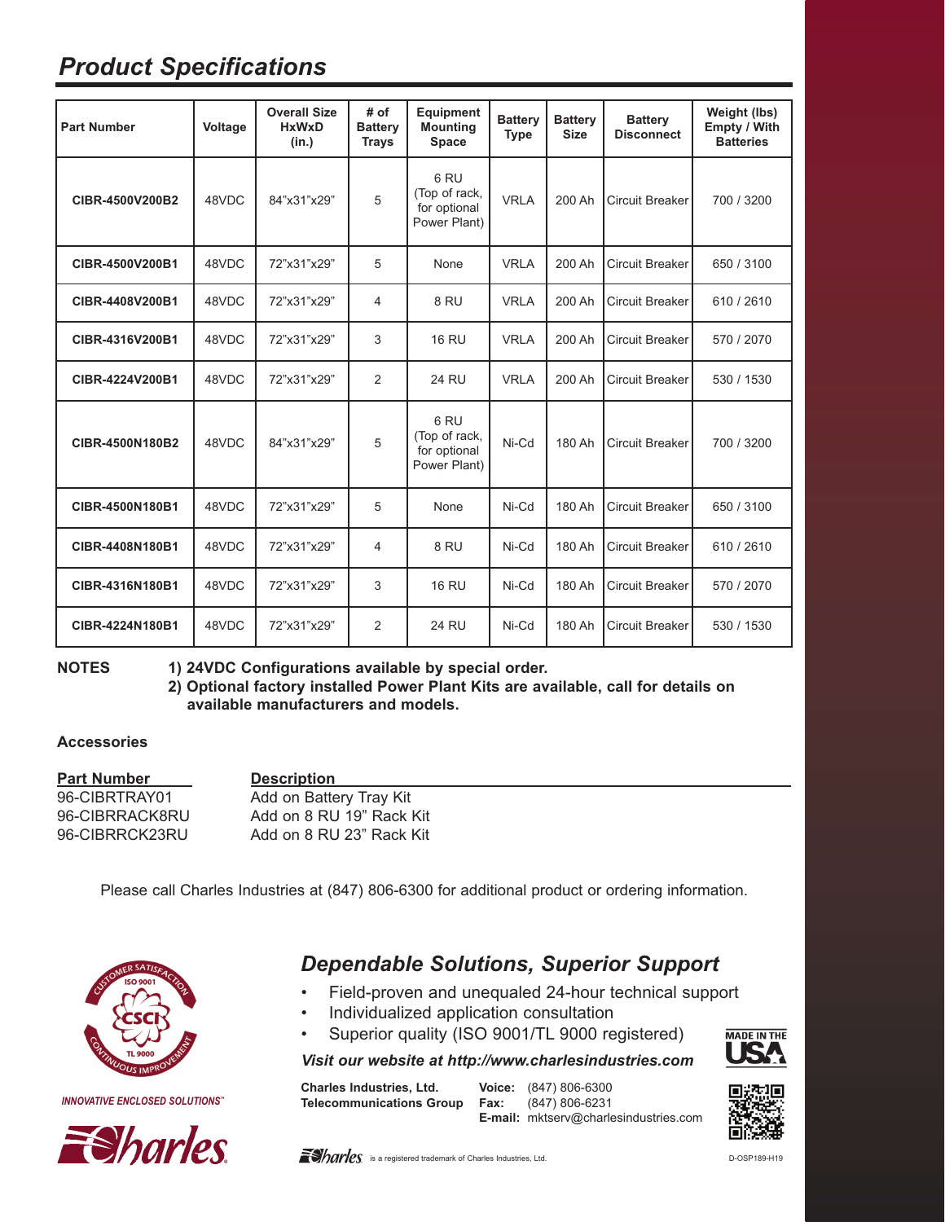## *Product Specifications*

| Part Number | Voltage | Overall Size HxWxD (in.) | # of Battery Trays | Equipment Mounting Space | Battery Type | Battery Size | Battery Disconnect | Weight (lbs) Empty / With Batteries |
|---|---|---|---|---|---|---|---|---|
| **CIBR-4500V200B2** | 48VDC | 84"x31"x29" | 5 | 6 RU (Top of rack, for optional Power Plant) | VRLA | 200 Ah | Circuit Breaker | 700 / 3200 |
| **CIBR-4500V200B1** | 48VDC | 72"x31"x29" | 5 | None | VRLA | 200 Ah | Circuit Breaker | 650 / 3100 |
| **CIBR-4408V200B1** | 48VDC | 72"x31"x29" | 4 | 8 RU | VRLA | 200 Ah | Circuit Breaker | 610 / 2610 |
| **CIBR-4316V200B1** | 48VDC | 72"x31"x29" | 3 | 16 RU | VRLA | 200 Ah | Circuit Breaker | 570 / 2070 |
| **CIBR-4224V200B1** | 48VDC | 72"x31"x29" | 2 | 24 RU | VRLA | 200 Ah | Circuit Breaker | 530 / 1530 |
| **CIBR-4500N180B2** | 48VDC | 84"x31"x29" | 5 | 6 RU (Top of rack, for optional Power Plant) | Ni-Cd | 180 Ah | Circuit Breaker | 700 / 3200 |
| **CIBR-4500N180B1** | 48VDC | 72"x31"x29" | 5 | None | Ni-Cd | 180 Ah | Circuit Breaker | 650 / 3100 |
| **CIBR-4408N180B1** | 48VDC | 72"x31"x29" | 4 | 8 RU | Ni-Cd | 180 Ah | Circuit Breaker | 610 / 2610 |
| **CIBR-4316N180B1** | 48VDC | 72"x31"x29" | 3 | 16 RU | Ni-Cd | 180 Ah | Circuit Breaker | 570 / 2070 |
| **CIBR-4224N180B1** | 48VDC | 72"x31"x29" | 2 | 24 RU | Ni-Cd | 180 Ah | Circuit Breaker | 530 / 1530 |

**NOTES**

**1) 24VDC Configurations available by special order.**

**2) Optional factory installed Power Plant Kits are available, call for details on available manufacturers and models.**

**Accessories**

| Part Number | Description |
|---|---|
| 96-CIBRTRAY01 | Add on Battery Tray Kit |
| 96-CIBRRACK8RU | Add on 8 RU 19" Rack Kit |
| 96-CIBRRCK23RU | Add on 8 RU 23" Rack Kit |

Please call Charles Industries at (847) 806-6300 for additional product or ordering information.

CUSTOMER SATISFACTION ISO 9001 CSCI TL 9000 CONTINUOUS IMPROVEMENT

*INNOVATIVE ENCLOSED SOLUTIONS™*

Charles

## *Dependable Solutions, Superior Support*

- Field-proven and unequaled 24-hour technical support
- Individualized application consultation
- Superior quality (ISO 9001/TL 9000 registered)

***Visit our website at http://www.charlesindustries.com***

MADE IN THE USA

**Charles Industries, Ltd.**
**Telecommunications Group**

**Voice:** (847) 806-6300
**Fax:** (847) 806-6231
**E-mail:** mktserv@charlesindustries.com

Charles is a registered trademark of Charles Industries, Ltd.

D-OSP189-H19